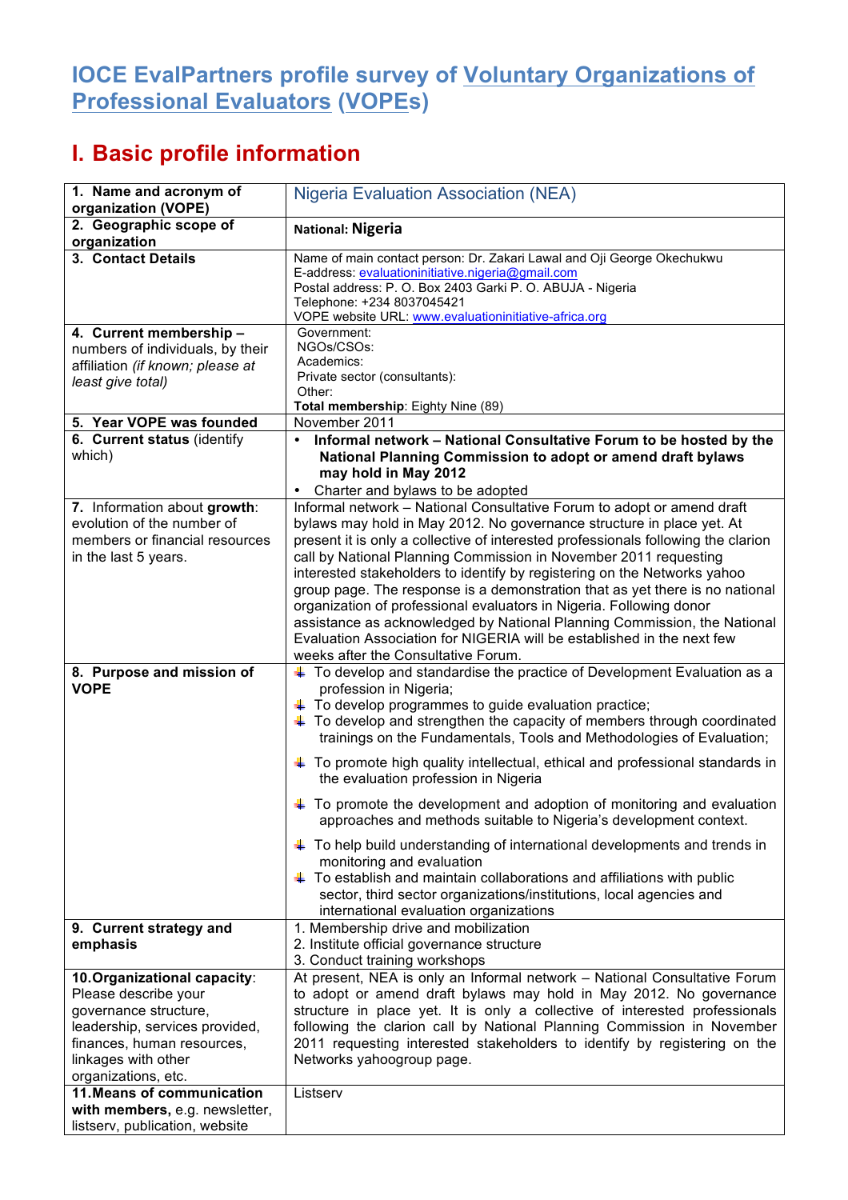# IOCE EvalPartners profile survey of Voluntary Organizations of Professional Evaluators (VOPEs)

## I. Basic profile information

| | |
|---|---|
| **1. Name and acronym of organization (VOPE)** | Nigeria Evaluation Association (NEA) |
| **2. Geographic scope of organization** | **National: Nigeria** |
| **3. Contact Details** | Name of main contact person: Dr. Zakari Lawal and Oji George Okechukwu<br>E-address: evaluationinitiative.nigeria@gmail.com<br>Postal address: P. O. Box 2403 Garki P. O. ABUJA - Nigeria<br>Telephone: +234 8037045421<br>VOPE website URL: www.evaluationinitiative-africa.org |
| **4. Current membership –** numbers of individuals, by their affiliation *(if known; please at least give total)* | Government:<br>NGOs/CSOs:<br>Academics:<br>Private sector (consultants):<br>Other:<br>**Total membership**: Eighty Nine (89) |
| **5. Year VOPE was founded** | November 2011 |
| **6. Current status** (identify which) | • **Informal network – National Consultative Forum to be hosted by the National Planning Commission to adopt or amend draft bylaws may hold in May 2012**<br>• Charter and bylaws to be adopted |
| **7.** Information about **growth**: evolution of the number of members or financial resources in the last 5 years. | Informal network – National Consultative Forum to adopt or amend draft bylaws may hold in May 2012. No governance structure in place yet. At present it is only a collective of interested professionals following the clarion call by National Planning Commission in November 2011 requesting interested stakeholders to identify by registering on the Networks yahoo group page. The response is a demonstration that as yet there is no national organization of professional evaluators in Nigeria. Following donor assistance as acknowledged by National Planning Commission, the National Evaluation Association for NIGERIA will be established in the next few weeks after the Consultative Forum. |
| **8. Purpose and mission of VOPE** | • To develop and standardise the practice of Development Evaluation as a profession in Nigeria;<br>• To develop programmes to guide evaluation practice;<br>• To develop and strengthen the capacity of members through coordinated trainings on the Fundamentals, Tools and Methodologies of Evaluation;<br>• To promote high quality intellectual, ethical and professional standards in the evaluation profession in Nigeria<br>• To promote the development and adoption of monitoring and evaluation approaches and methods suitable to Nigeria's development context.<br>• To help build understanding of international developments and trends in monitoring and evaluation<br>• To establish and maintain collaborations and affiliations with public sector, third sector organizations/institutions, local agencies and international evaluation organizations |
| **9. Current strategy and emphasis** | 1. Membership drive and mobilization<br>2. Institute official governance structure<br>3. Conduct training workshops |
| **10. Organizational capacity**: Please describe your governance structure, leadership, services provided, finances, human resources, linkages with other organizations, etc. | At present, NEA is only an Informal network – National Consultative Forum to adopt or amend draft bylaws may hold in May 2012. No governance structure in place yet. It is only a collective of interested professionals following the clarion call by National Planning Commission in November 2011 requesting interested stakeholders to identify by registering on the Networks yahoogroup page. |
| **11. Means of communication with members,** e.g. newsletter, listserv, publication, website | Listserv |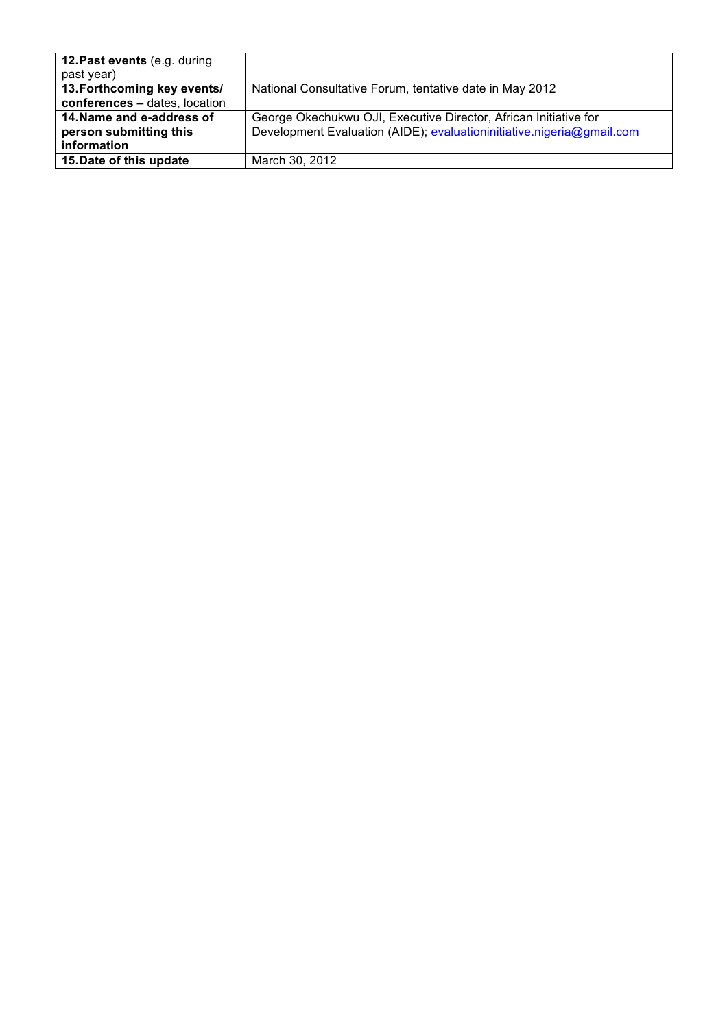| | |
|---|---|
| **12. Past events** (e.g. during past year) | |
| **13. Forthcoming key events/ conferences –** dates, location | National Consultative Forum, tentative date in May 2012 |
| **14. Name and e-address of person submitting this information** | George Okechukwu OJI, Executive Director, African Initiative for Development Evaluation (AIDE); evaluationinitiative.nigeria@gmail.com |
| **15. Date of this update** | March 30, 2012 |